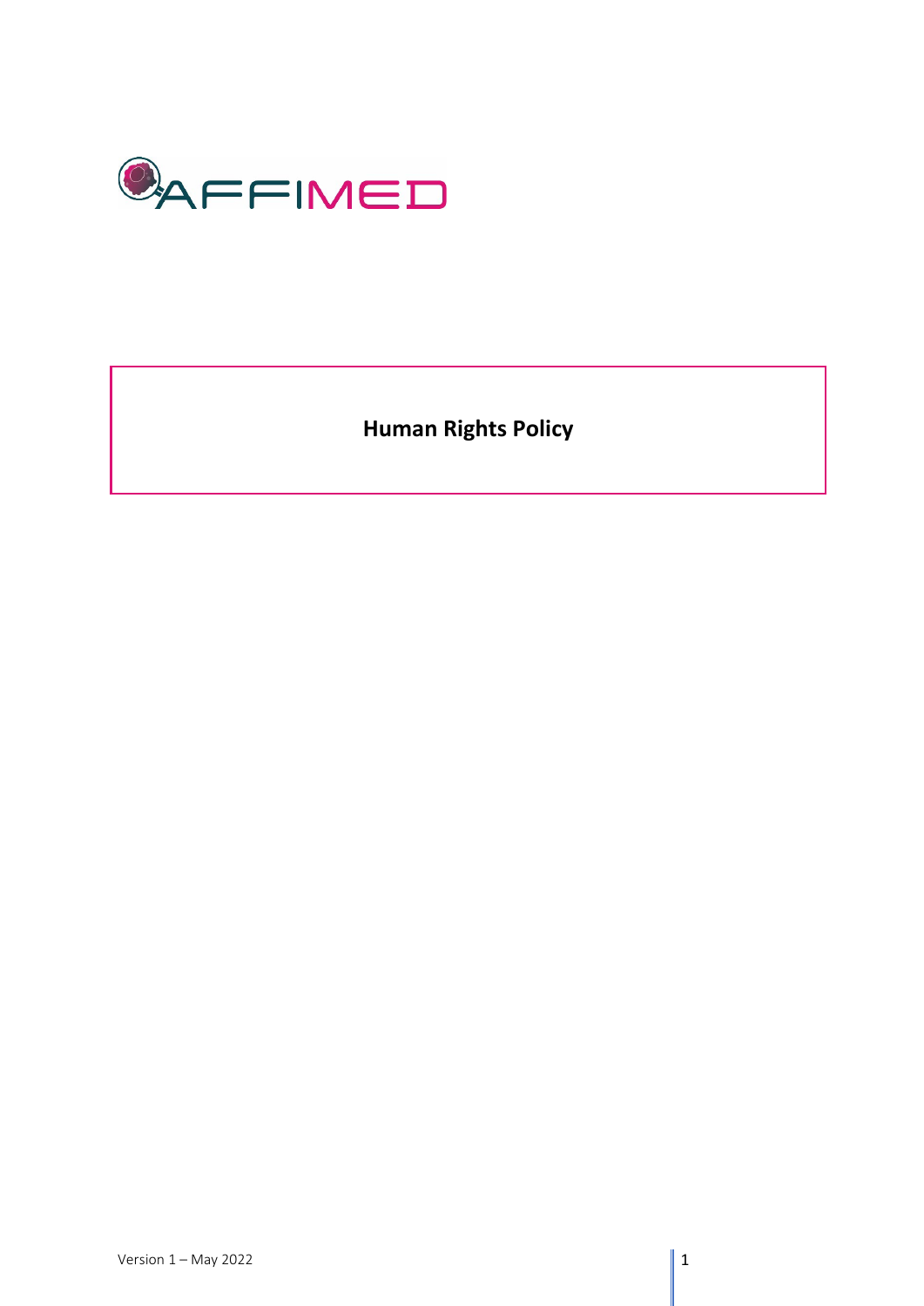AFFIMED

# Human Rights Policy

Version 1 – May 2022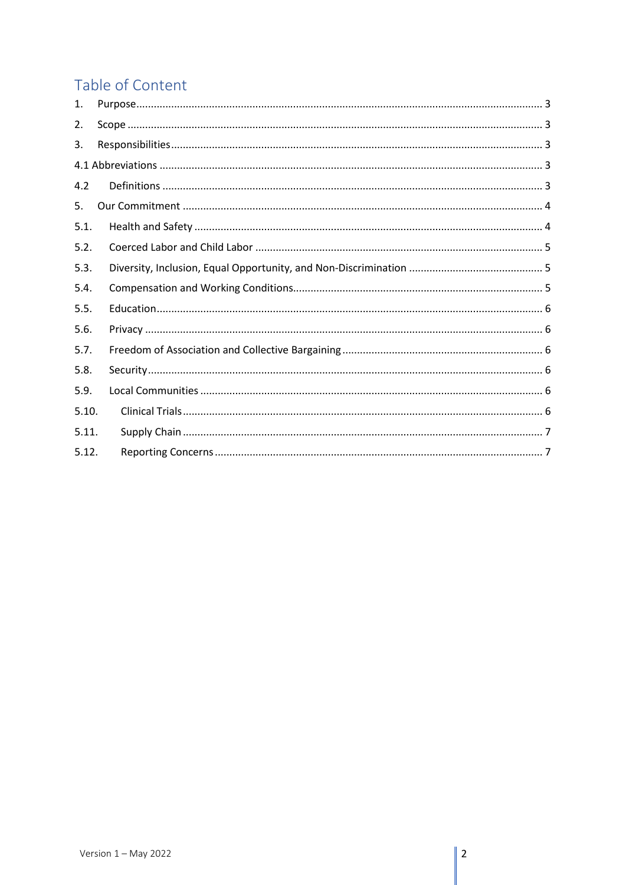## Table of Content

1. Purpose ........................................................................................................................................ 3
2. Scope ........................................................................................................................................... 3
3. Responsibilities ............................................................................................................................ 3

4.1 Abbreviations ................................................................................................................................. 3

4.2 Definitions ................................................................................................................................. 3

5. Our Commitment ......................................................................................................................... 4

5.1. Health and Safety ...................................................................................................................... 4

5.2. Coerced Labor and Child Labor ................................................................................................. 5

5.3. Diversity, Inclusion, Equal Opportunity, and Non-Discrimination ............................................. 5

5.4. Compensation and Working Conditions .................................................................................... 5

5.5. Education .................................................................................................................................. 6

5.6. Privacy ...................................................................................................................................... 6

5.7. Freedom of Association and Collective Bargaining .................................................................... 6

5.8. Security ..................................................................................................................................... 6

5.9. Local Communities .................................................................................................................... 6

5.10. Clinical Trials ......................................................................................................................... 6

5.11. Supply Chain .......................................................................................................................... 7

5.12. Reporting Concerns ................................................................................................................ 7

Version 1 – May 2022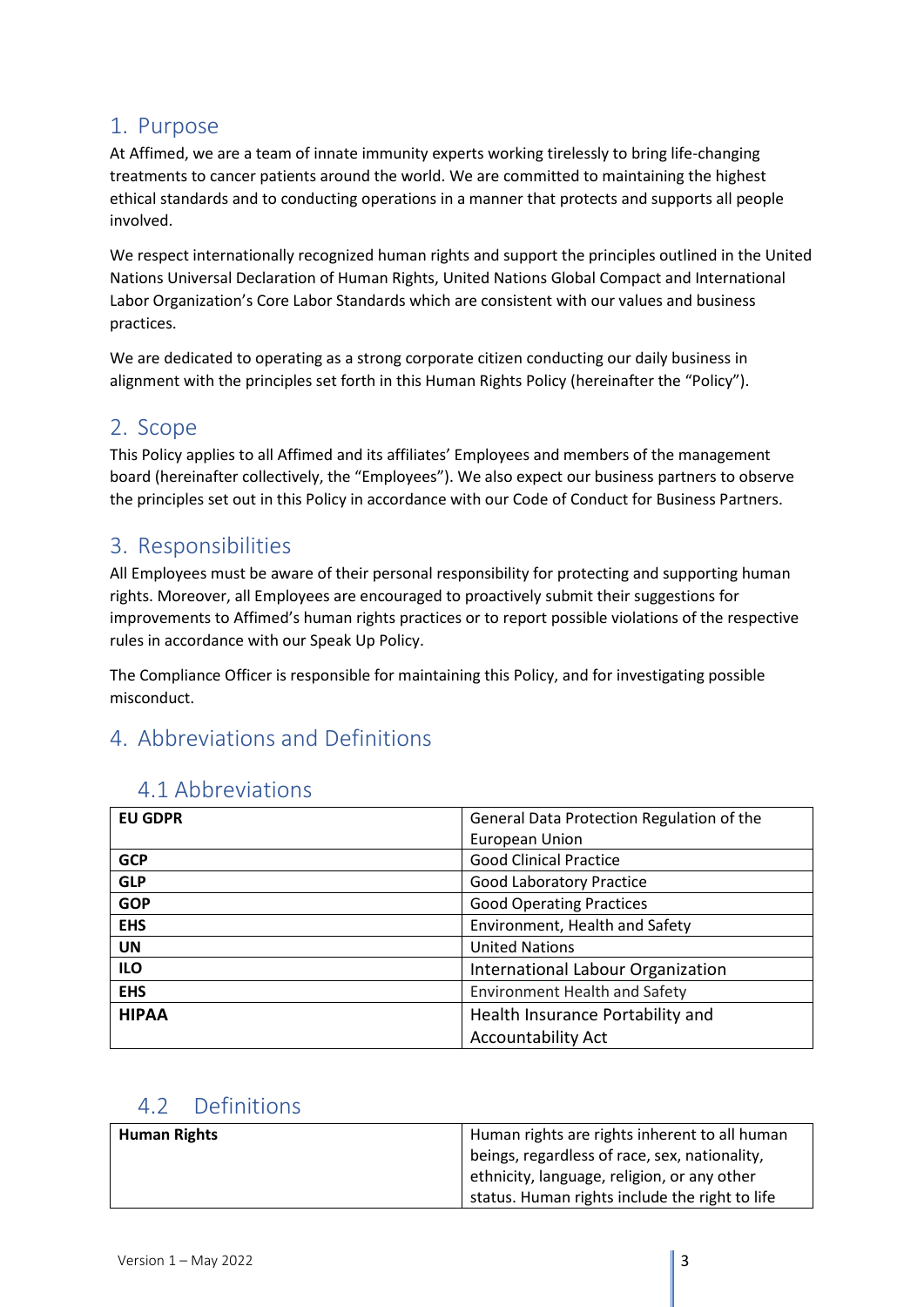## 1. Purpose

At Affimed, we are a team of innate immunity experts working tirelessly to bring life-changing treatments to cancer patients around the world. We are committed to maintaining the highest ethical standards and to conducting operations in a manner that protects and supports all people involved.

We respect internationally recognized human rights and support the principles outlined in the United Nations Universal Declaration of Human Rights, United Nations Global Compact and International Labor Organization's Core Labor Standards which are consistent with our values and business practices.

We are dedicated to operating as a strong corporate citizen conducting our daily business in alignment with the principles set forth in this Human Rights Policy (hereinafter the "Policy").

## 2. Scope

This Policy applies to all Affimed and its affiliates' Employees and members of the management board (hereinafter collectively, the "Employees"). We also expect our business partners to observe the principles set out in this Policy in accordance with our Code of Conduct for Business Partners.

## 3. Responsibilities

All Employees must be aware of their personal responsibility for protecting and supporting human rights. Moreover, all Employees are encouraged to proactively submit their suggestions for improvements to Affimed's human rights practices or to report possible violations of the respective rules in accordance with our Speak Up Policy.

The Compliance Officer is responsible for maintaining this Policy, and for investigating possible misconduct.

## 4. Abbreviations and Definitions

### 4.1 Abbreviations

| | |
|---|---|
| **EU GDPR** | General Data Protection Regulation of the European Union |
| **GCP** | Good Clinical Practice |
| **GLP** | Good Laboratory Practice |
| **GOP** | Good Operating Practices |
| **EHS** | Environment, Health and Safety |
| **UN** | United Nations |
| **ILO** | International Labour Organization |
| **EHS** | Environment Health and Safety |
| **HIPAA** | Health Insurance Portability and Accountability Act |

### 4.2 Definitions

| | |
|---|---|
| **Human Rights** | Human rights are rights inherent to all human beings, regardless of race, sex, nationality, ethnicity, language, religion, or any other status. Human rights include the right to life |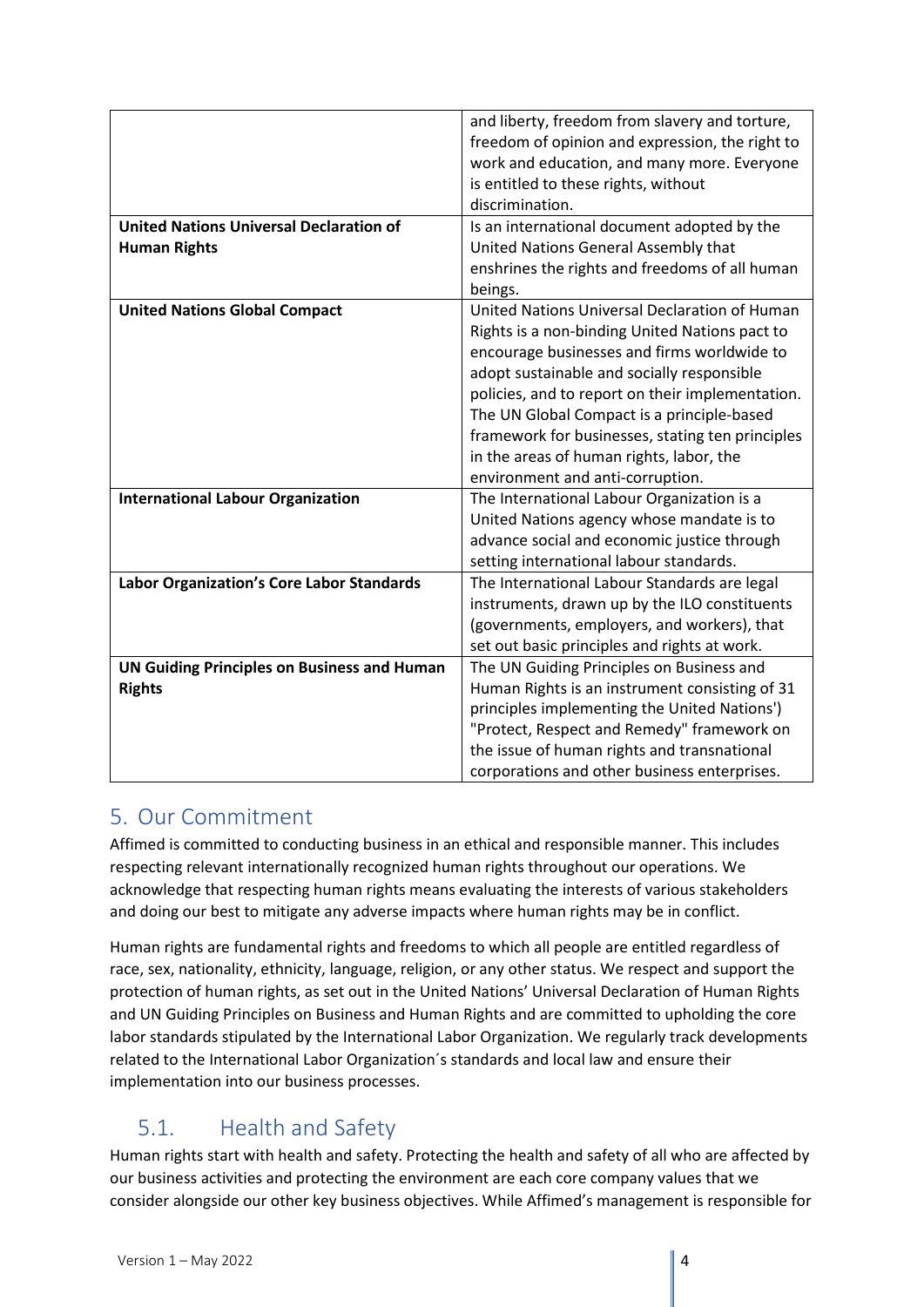| | |
|---|---|
| | and liberty, freedom from slavery and torture, freedom of opinion and expression, the right to work and education, and many more. Everyone is entitled to these rights, without discrimination. |
| **United Nations Universal Declaration of Human Rights** | Is an international document adopted by the United Nations General Assembly that enshrines the rights and freedoms of all human beings. |
| **United Nations Global Compact** | United Nations Universal Declaration of Human Rights is a non-binding United Nations pact to encourage businesses and firms worldwide to adopt sustainable and socially responsible policies, and to report on their implementation. The UN Global Compact is a principle-based framework for businesses, stating ten principles in the areas of human rights, labor, the environment and anti-corruption. |
| **International Labour Organization** | The International Labour Organization is a United Nations agency whose mandate is to advance social and economic justice through setting international labour standards. |
| **Labor Organization's Core Labor Standards** | The International Labour Standards are legal instruments, drawn up by the ILO constituents (governments, employers, and workers), that set out basic principles and rights at work. |
| **UN Guiding Principles on Business and Human Rights** | The UN Guiding Principles on Business and Human Rights is an instrument consisting of 31 principles implementing the United Nations') "Protect, Respect and Remedy" framework on the issue of human rights and transnational corporations and other business enterprises. |

## 5. Our Commitment

Affimed is committed to conducting business in an ethical and responsible manner. This includes respecting relevant internationally recognized human rights throughout our operations. We acknowledge that respecting human rights means evaluating the interests of various stakeholders and doing our best to mitigate any adverse impacts where human rights may be in conflict.

Human rights are fundamental rights and freedoms to which all people are entitled regardless of race, sex, nationality, ethnicity, language, religion, or any other status. We respect and support the protection of human rights, as set out in the United Nations' Universal Declaration of Human Rights and UN Guiding Principles on Business and Human Rights and are committed to upholding the core labor standards stipulated by the International Labor Organization. We regularly track developments related to the International Labor Organization´s standards and local law and ensure their implementation into our business processes.

### 5.1. Health and Safety

Human rights start with health and safety. Protecting the health and safety of all who are affected by our business activities and protecting the environment are each core company values that we consider alongside our other key business objectives. While Affimed's management is responsible for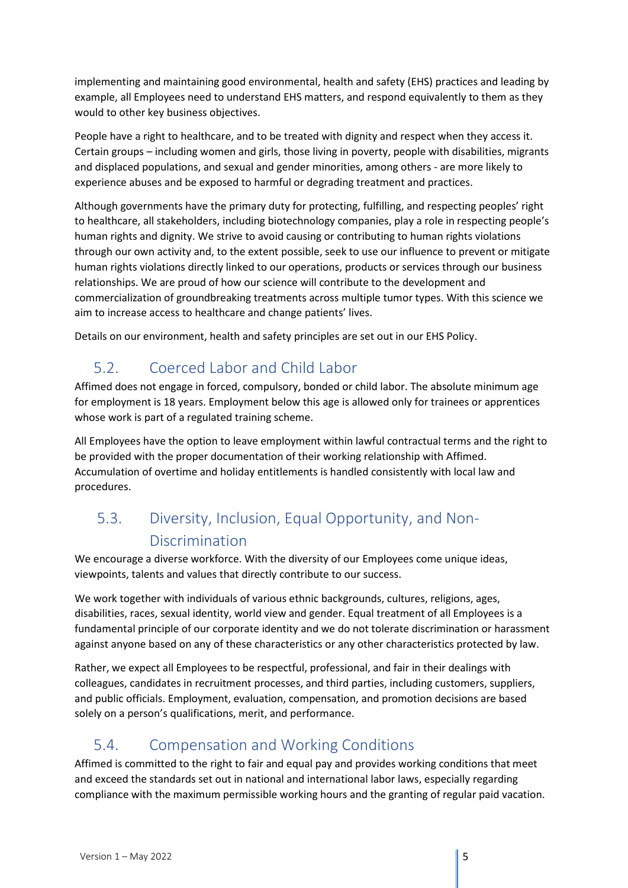implementing and maintaining good environmental, health and safety (EHS) practices and leading by example, all Employees need to understand EHS matters, and respond equivalently to them as they would to other key business objectives.

People have a right to healthcare, and to be treated with dignity and respect when they access it. Certain groups – including women and girls, those living in poverty, people with disabilities, migrants and displaced populations, and sexual and gender minorities, among others - are more likely to experience abuses and be exposed to harmful or degrading treatment and practices.

Although governments have the primary duty for protecting, fulfilling, and respecting peoples' right to healthcare, all stakeholders, including biotechnology companies, play a role in respecting people's human rights and dignity. We strive to avoid causing or contributing to human rights violations through our own activity and, to the extent possible, seek to use our influence to prevent or mitigate human rights violations directly linked to our operations, products or services through our business relationships. We are proud of how our science will contribute to the development and commercialization of groundbreaking treatments across multiple tumor types. With this science we aim to increase access to healthcare and change patients' lives.

Details on our environment, health and safety principles are set out in our EHS Policy.

## 5.2. Coerced Labor and Child Labor

Affimed does not engage in forced, compulsory, bonded or child labor. The absolute minimum age for employment is 18 years. Employment below this age is allowed only for trainees or apprentices whose work is part of a regulated training scheme.

All Employees have the option to leave employment within lawful contractual terms and the right to be provided with the proper documentation of their working relationship with Affimed. Accumulation of overtime and holiday entitlements is handled consistently with local law and procedures.

## 5.3. Diversity, Inclusion, Equal Opportunity, and Non-Discrimination

We encourage a diverse workforce. With the diversity of our Employees come unique ideas, viewpoints, talents and values that directly contribute to our success.

We work together with individuals of various ethnic backgrounds, cultures, religions, ages, disabilities, races, sexual identity, world view and gender. Equal treatment of all Employees is a fundamental principle of our corporate identity and we do not tolerate discrimination or harassment against anyone based on any of these characteristics or any other characteristics protected by law.

Rather, we expect all Employees to be respectful, professional, and fair in their dealings with colleagues, candidates in recruitment processes, and third parties, including customers, suppliers, and public officials. Employment, evaluation, compensation, and promotion decisions are based solely on a person's qualifications, merit, and performance.

## 5.4. Compensation and Working Conditions

Affimed is committed to the right to fair and equal pay and provides working conditions that meet and exceed the standards set out in national and international labor laws, especially regarding compliance with the maximum permissible working hours and the granting of regular paid vacation.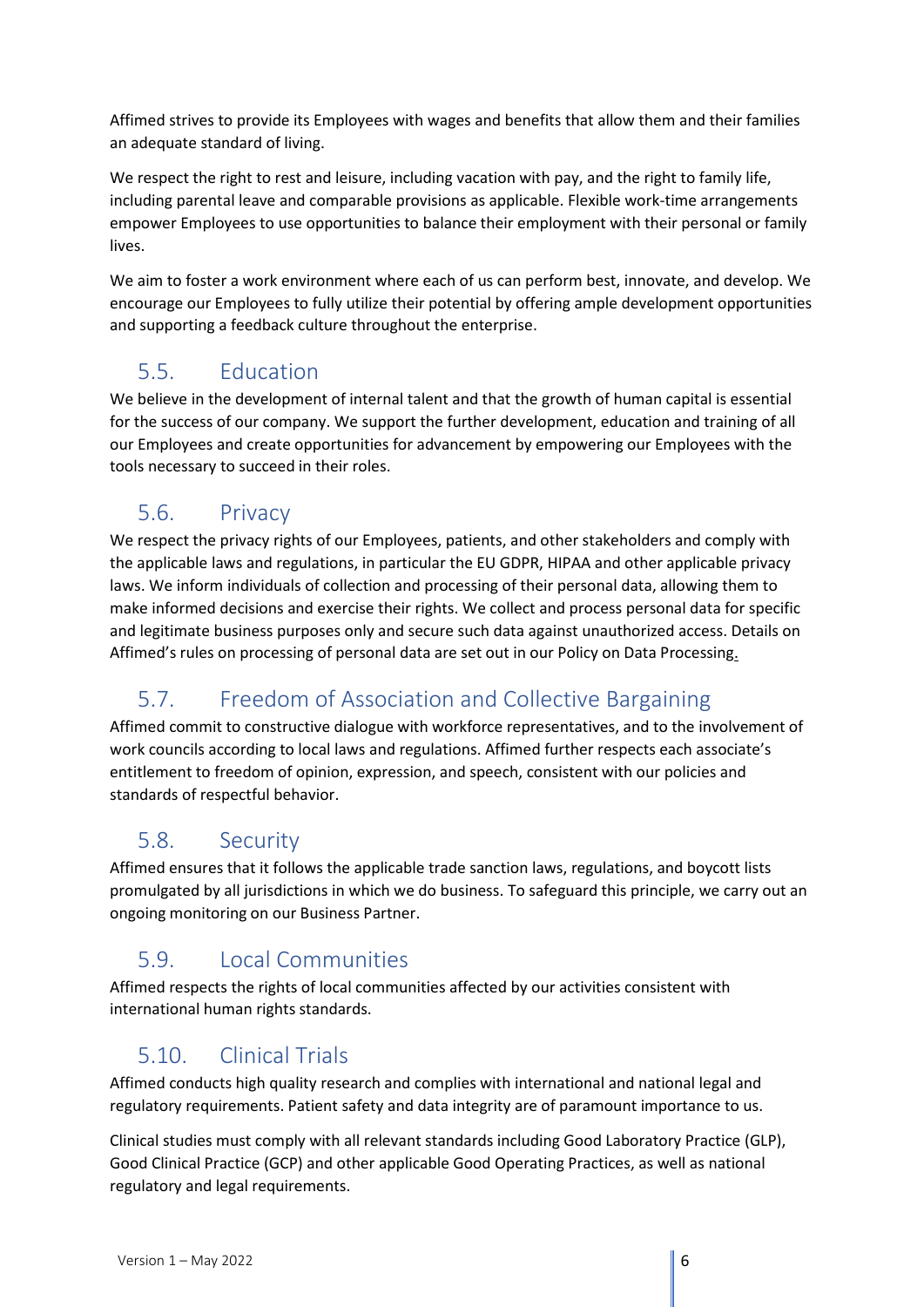Affimed strives to provide its Employees with wages and benefits that allow them and their families an adequate standard of living.

We respect the right to rest and leisure, including vacation with pay, and the right to family life, including parental leave and comparable provisions as applicable. Flexible work-time arrangements empower Employees to use opportunities to balance their employment with their personal or family lives.

We aim to foster a work environment where each of us can perform best, innovate, and develop. We encourage our Employees to fully utilize their potential by offering ample development opportunities and supporting a feedback culture throughout the enterprise.

## 5.5. Education

We believe in the development of internal talent and that the growth of human capital is essential for the success of our company. We support the further development, education and training of all our Employees and create opportunities for advancement by empowering our Employees with the tools necessary to succeed in their roles.

## 5.6. Privacy

We respect the privacy rights of our Employees, patients, and other stakeholders and comply with the applicable laws and regulations, in particular the EU GDPR, HIPAA and other applicable privacy laws. We inform individuals of collection and processing of their personal data, allowing them to make informed decisions and exercise their rights. We collect and process personal data for specific and legitimate business purposes only and secure such data against unauthorized access. Details on Affimed's rules on processing of personal data are set out in our Policy on Data Processing.

## 5.7. Freedom of Association and Collective Bargaining

Affimed commit to constructive dialogue with workforce representatives, and to the involvement of work councils according to local laws and regulations. Affimed further respects each associate's entitlement to freedom of opinion, expression, and speech, consistent with our policies and standards of respectful behavior.

## 5.8. Security

Affimed ensures that it follows the applicable trade sanction laws, regulations, and boycott lists promulgated by all jurisdictions in which we do business. To safeguard this principle, we carry out an ongoing monitoring on our Business Partner.

## 5.9. Local Communities

Affimed respects the rights of local communities affected by our activities consistent with international human rights standards.

## 5.10. Clinical Trials

Affimed conducts high quality research and complies with international and national legal and regulatory requirements. Patient safety and data integrity are of paramount importance to us.

Clinical studies must comply with all relevant standards including Good Laboratory Practice (GLP), Good Clinical Practice (GCP) and other applicable Good Operating Practices, as well as national regulatory and legal requirements.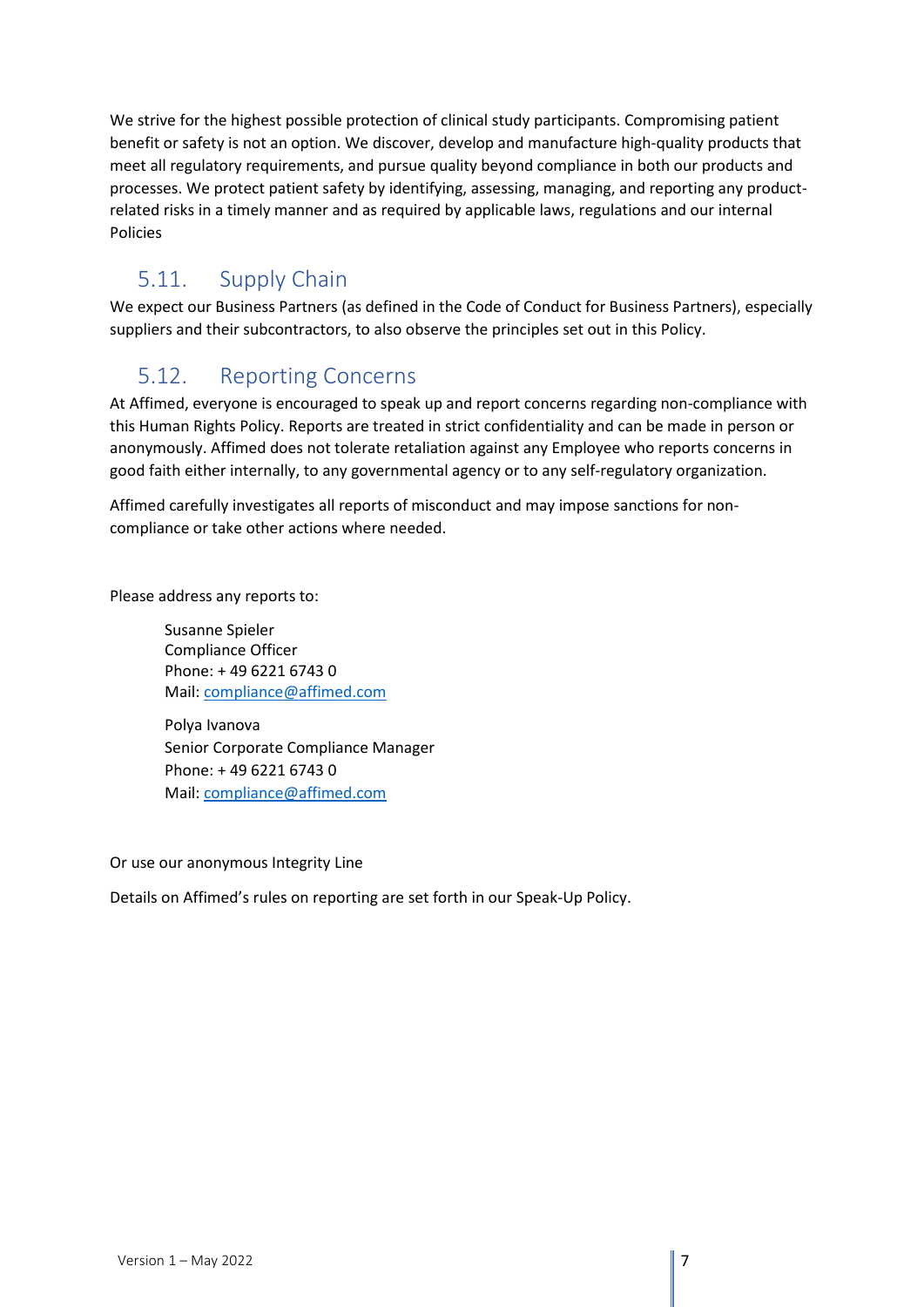We strive for the highest possible protection of clinical study participants. Compromising patient benefit or safety is not an option. We discover, develop and manufacture high-quality products that meet all regulatory requirements, and pursue quality beyond compliance in both our products and processes. We protect patient safety by identifying, assessing, managing, and reporting any product-related risks in a timely manner and as required by applicable laws, regulations and our internal Policies

## 5.11. Supply Chain

We expect our Business Partners (as defined in the Code of Conduct for Business Partners), especially suppliers and their subcontractors, to also observe the principles set out in this Policy.

## 5.12. Reporting Concerns

At Affimed, everyone is encouraged to speak up and report concerns regarding non-compliance with this Human Rights Policy. Reports are treated in strict confidentiality and can be made in person or anonymously. Affimed does not tolerate retaliation against any Employee who reports concerns in good faith either internally, to any governmental agency or to any self-regulatory organization.

Affimed carefully investigates all reports of misconduct and may impose sanctions for non-compliance or take other actions where needed.

Please address any reports to:

> Susanne Spieler
> Compliance Officer
> Phone: + 49 6221 6743 0
> Mail: compliance@affimed.com
>
> Polya Ivanova
> Senior Corporate Compliance Manager
> Phone: + 49 6221 6743 0
> Mail: compliance@affimed.com

Or use our anonymous Integrity Line

Details on Affimed's rules on reporting are set forth in our Speak-Up Policy.